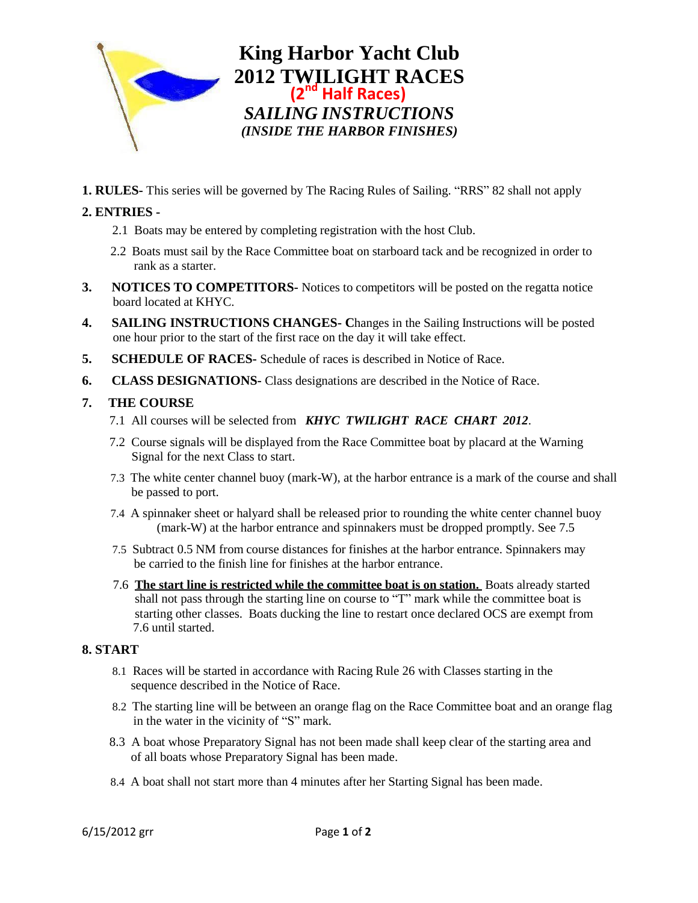# King Harbor Yacht Club
# 2012 TWILIGHT RACES
## (2nd Half Races)
## *SAILING INSTRUCTIONS*
### *(INSIDE THE HARBOR FINISHES)*

**1. RULES-** This series will be governed by The Racing Rules of Sailing. "RRS" 82 shall not apply

**2. ENTRIES -**

2.1 Boats may be entered by completing registration with the host Club.

2.2 Boats must sail by the Race Committee boat on starboard tack and be recognized in order to rank as a starter.

**3. NOTICES TO COMPETITORS-** Notices to competitors will be posted on the regatta notice board located at KHYC.

**4. SAILING INSTRUCTIONS CHANGES- C**hanges in the Sailing Instructions will be posted one hour prior to the start of the first race on the day it will take effect.

**5. SCHEDULE OF RACES-** Schedule of races is described in Notice of Race.

**6. CLASS DESIGNATIONS-** Class designations are described in the Notice of Race.

**7. THE COURSE**

7.1 All courses will be selected from ***KHYC TWILIGHT RACE CHART 2012***.

7.2 Course signals will be displayed from the Race Committee boat by placard at the Warning Signal for the next Class to start.

7.3 The white center channel buoy (mark-W), at the harbor entrance is a mark of the course and shall be passed to port.

7.4 A spinnaker sheet or halyard shall be released prior to rounding the white center channel buoy (mark-W) at the harbor entrance and spinnakers must be dropped promptly. See 7.5

7.5 Subtract 0.5 NM from course distances for finishes at the harbor entrance. Spinnakers may be carried to the finish line for finishes at the harbor entrance.

7.6 **The start line is restricted while the committee boat is on station.** Boats already started shall not pass through the starting line on course to "T" mark while the committee boat is starting other classes. Boats ducking the line to restart once declared OCS are exempt from 7.6 until started.

**8. START**

8.1 Races will be started in accordance with Racing Rule 26 with Classes starting in the sequence described in the Notice of Race.

8.2 The starting line will be between an orange flag on the Race Committee boat and an orange flag in the water in the vicinity of "S" mark.

8.3 A boat whose Preparatory Signal has not been made shall keep clear of the starting area and of all boats whose Preparatory Signal has been made.

8.4 A boat shall not start more than 4 minutes after her Starting Signal has been made.

6/15/2012 grr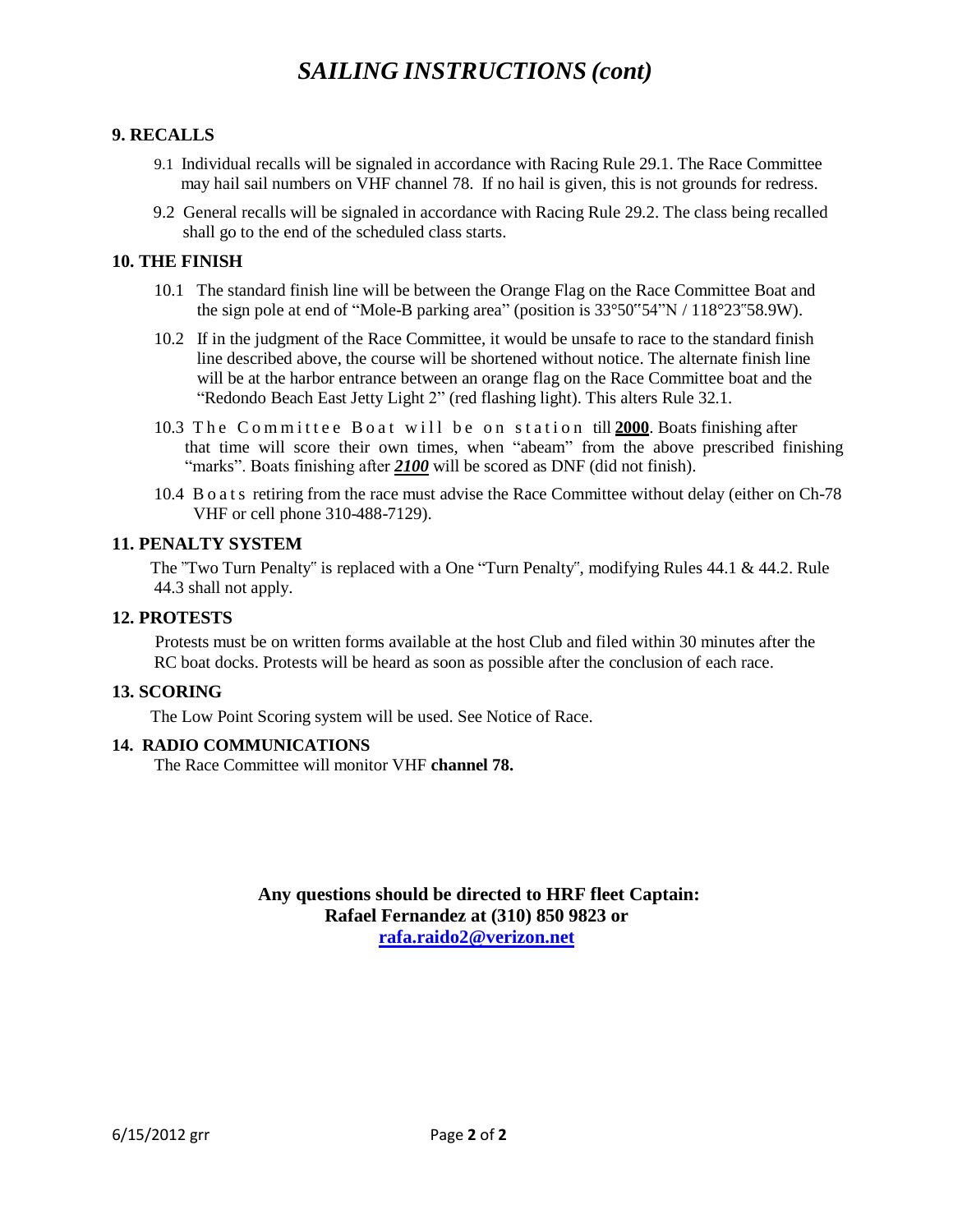# *SAILING INSTRUCTIONS (cont)*

## 9. RECALLS

9.1 Individual recalls will be signaled in accordance with Racing Rule 29.1. The Race Committee may hail sail numbers on VHF channel 78. If no hail is given, this is not grounds for redress.

9.2 General recalls will be signaled in accordance with Racing Rule 29.2. The class being recalled shall go to the end of the scheduled class starts.

## 10. THE FINISH

10.1 The standard finish line will be between the Orange Flag on the Race Committee Boat and the sign pole at end of "Mole-B parking area" (position is 33°50"54"N / 118°23"58.9W).

10.2 If in the judgment of the Race Committee, it would be unsafe to race to the standard finish line described above, the course will be shortened without notice. The alternate finish line will be at the harbor entrance between an orange flag on the Race Committee boat and the "Redondo Beach East Jetty Light 2" (red flashing light). This alters Rule 32.1.

10.3 The Committee Boat will be on station till **2000**. Boats finishing after that time will score their own times, when "abeam" from the above prescribed finishing "marks". Boats finishing after ***2100*** will be scored as DNF (did not finish).

10.4 Boats retiring from the race must advise the Race Committee without delay (either on Ch-78 VHF or cell phone 310-488-7129).

## 11. PENALTY SYSTEM

The "Two Turn Penalty" is replaced with a One "Turn Penalty", modifying Rules 44.1 & 44.2. Rule 44.3 shall not apply.

## 12. PROTESTS

Protests must be on written forms available at the host Club and filed within 30 minutes after the RC boat docks. Protests will be heard as soon as possible after the conclusion of each race.

## 13. SCORING

The Low Point Scoring system will be used. See Notice of Race.

## 14. RADIO COMMUNICATIONS

The Race Committee will monitor VHF **channel 78.**

**Any questions should be directed to HRF fleet Captain:**
**Rafael Fernandez at (310) 850 9823 or**
**rafa.raido2@verizon.net**

6/15/2012 grr